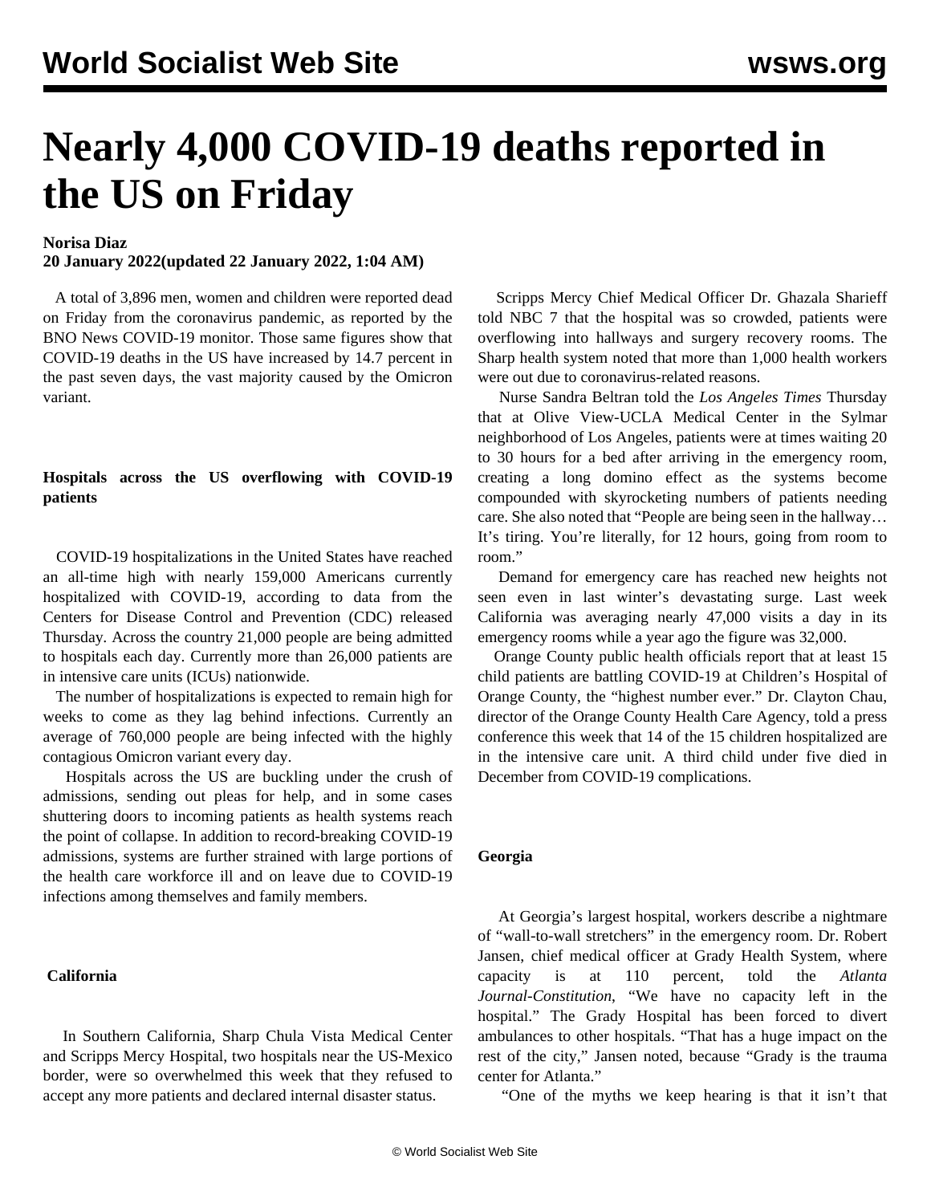# Nearly 4,000 COVID-19 deaths reported in the US on Friday

**Norisa Diaz**
**20 January 2022(updated 22 January 2022, 1:04 AM)**

A total of 3,896 men, women and children were reported dead on Friday from the coronavirus pandemic, as reported by the BNO News COVID-19 monitor. Those same figures show that COVID-19 deaths in the US have increased by 14.7 percent in the past seven days, the vast majority caused by the Omicron variant.

**Hospitals across the US overflowing with COVID-19 patients**

COVID-19 hospitalizations in the United States have reached an all-time high with nearly 159,000 Americans currently hospitalized with COVID-19, according to data from the Centers for Disease Control and Prevention (CDC) released Thursday. Across the country 21,000 people are being admitted to hospitals each day. Currently more than 26,000 patients are in intensive care units (ICUs) nationwide.

The number of hospitalizations is expected to remain high for weeks to come as they lag behind infections. Currently an average of 760,000 people are being infected with the highly contagious Omicron variant every day.

Hospitals across the US are buckling under the crush of admissions, sending out pleas for help, and in some cases shuttering doors to incoming patients as health systems reach the point of collapse. In addition to record-breaking COVID-19 admissions, systems are further strained with large portions of the health care workforce ill and on leave due to COVID-19 infections among themselves and family members.

**California**

In Southern California, Sharp Chula Vista Medical Center and Scripps Mercy Hospital, two hospitals near the US-Mexico border, were so overwhelmed this week that they refused to accept any more patients and declared internal disaster status.

Scripps Mercy Chief Medical Officer Dr. Ghazala Sharieff told NBC 7 that the hospital was so crowded, patients were overflowing into hallways and surgery recovery rooms. The Sharp health system noted that more than 1,000 health workers were out due to coronavirus-related reasons.

Nurse Sandra Beltran told the *Los Angeles Times* Thursday that at Olive View-UCLA Medical Center in the Sylmar neighborhood of Los Angeles, patients were at times waiting 20 to 30 hours for a bed after arriving in the emergency room, creating a long domino effect as the systems become compounded with skyrocketing numbers of patients needing care. She also noted that "People are being seen in the hallway… It's tiring. You're literally, for 12 hours, going from room to room."

Demand for emergency care has reached new heights not seen even in last winter's devastating surge. Last week California was averaging nearly 47,000 visits a day in its emergency rooms while a year ago the figure was 32,000.

Orange County public health officials report that at least 15 child patients are battling COVID-19 at Children's Hospital of Orange County, the "highest number ever." Dr. Clayton Chau, director of the Orange County Health Care Agency, told a press conference this week that 14 of the 15 children hospitalized are in the intensive care unit. A third child under five died in December from COVID-19 complications.

**Georgia**

At Georgia's largest hospital, workers describe a nightmare of "wall-to-wall stretchers" in the emergency room. Dr. Robert Jansen, chief medical officer at Grady Health System, where capacity is at 110 percent, told the *Atlanta Journal-Constitution*, "We have no capacity left in the hospital." The Grady Hospital has been forced to divert ambulances to other hospitals. "That has a huge impact on the rest of the city," Jansen noted, because "Grady is the trauma center for Atlanta."

"One of the myths we keep hearing is that it isn't that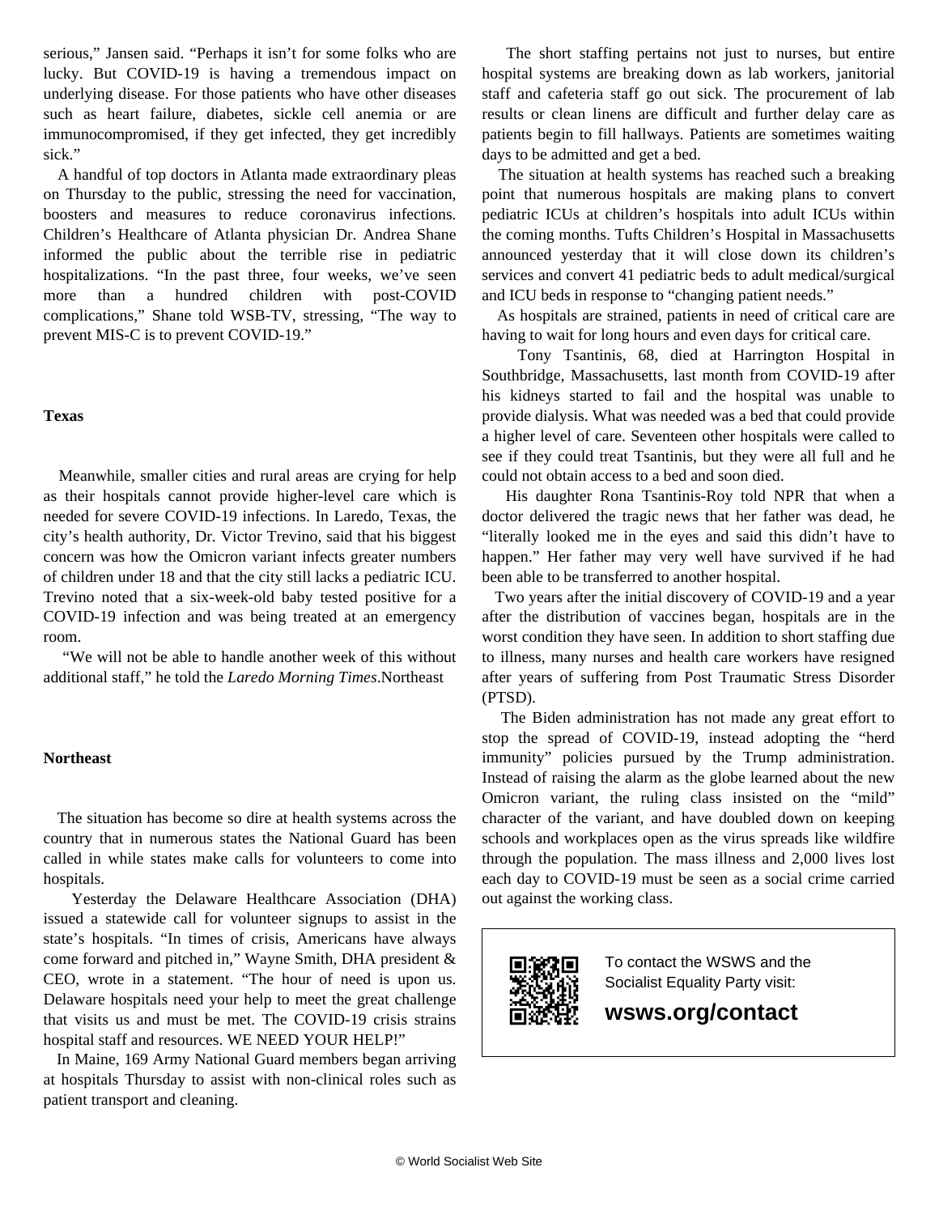serious," Jansen said. "Perhaps it isn't for some folks who are lucky. But COVID-19 is having a tremendous impact on underlying disease. For those patients who have other diseases such as heart failure, diabetes, sickle cell anemia or are immunocompromised, if they get infected, they get incredibly sick."

A handful of top doctors in Atlanta made extraordinary pleas on Thursday to the public, stressing the need for vaccination, boosters and measures to reduce coronavirus infections. Children's Healthcare of Atlanta physician Dr. Andrea Shane informed the public about the terrible rise in pediatric hospitalizations. "In the past three, four weeks, we've seen more than a hundred children with post-COVID complications," Shane told WSB-TV, stressing, "The way to prevent MIS-C is to prevent COVID-19."

**Texas**

Meanwhile, smaller cities and rural areas are crying for help as their hospitals cannot provide higher-level care which is needed for severe COVID-19 infections. In Laredo, Texas, the city's health authority, Dr. Victor Trevino, said that his biggest concern was how the Omicron variant infects greater numbers of children under 18 and that the city still lacks a pediatric ICU. Trevino noted that a six-week-old baby tested positive for a COVID-19 infection and was being treated at an emergency room.

"We will not be able to handle another week of this without additional staff," he told the *Laredo Morning Times*.Northeast

**Northeast**

The situation has become so dire at health systems across the country that in numerous states the National Guard has been called in while states make calls for volunteers to come into hospitals.

Yesterday the Delaware Healthcare Association (DHA) issued a statewide call for volunteer signups to assist in the state's hospitals. "In times of crisis, Americans have always come forward and pitched in," Wayne Smith, DHA president & CEO, wrote in a statement. "The hour of need is upon us. Delaware hospitals need your help to meet the great challenge that visits us and must be met. The COVID-19 crisis strains hospital staff and resources. WE NEED YOUR HELP!"

In Maine, 169 Army National Guard members began arriving at hospitals Thursday to assist with non-clinical roles such as patient transport and cleaning.

The short staffing pertains not just to nurses, but entire hospital systems are breaking down as lab workers, janitorial staff and cafeteria staff go out sick. The procurement of lab results or clean linens are difficult and further delay care as patients begin to fill hallways. Patients are sometimes waiting days to be admitted and get a bed.

The situation at health systems has reached such a breaking point that numerous hospitals are making plans to convert pediatric ICUs at children's hospitals into adult ICUs within the coming months. Tufts Children's Hospital in Massachusetts announced yesterday that it will close down its children's services and convert 41 pediatric beds to adult medical/surgical and ICU beds in response to "changing patient needs."

As hospitals are strained, patients in need of critical care are having to wait for long hours and even days for critical care.

Tony Tsantinis, 68, died at Harrington Hospital in Southbridge, Massachusetts, last month from COVID-19 after his kidneys started to fail and the hospital was unable to provide dialysis. What was needed was a bed that could provide a higher level of care. Seventeen other hospitals were called to see if they could treat Tsantinis, but they were all full and he could not obtain access to a bed and soon died.

His daughter Rona Tsantinis-Roy told NPR that when a doctor delivered the tragic news that her father was dead, he "literally looked me in the eyes and said this didn't have to happen." Her father may very well have survived if he had been able to be transferred to another hospital.

Two years after the initial discovery of COVID-19 and a year after the distribution of vaccines began, hospitals are in the worst condition they have seen. In addition to short staffing due to illness, many nurses and health care workers have resigned after years of suffering from Post Traumatic Stress Disorder (PTSD).

The Biden administration has not made any great effort to stop the spread of COVID-19, instead adopting the "herd immunity" policies pursued by the Trump administration. Instead of raising the alarm as the globe learned about the new Omicron variant, the ruling class insisted on the "mild" character of the variant, and have doubled down on keeping schools and workplaces open as the virus spreads like wildfire through the population. The mass illness and 2,000 lives lost each day to COVID-19 must be seen as a social crime carried out against the working class.

To contact the WSWS and the Socialist Equality Party visit:

**wsws.org/contact**